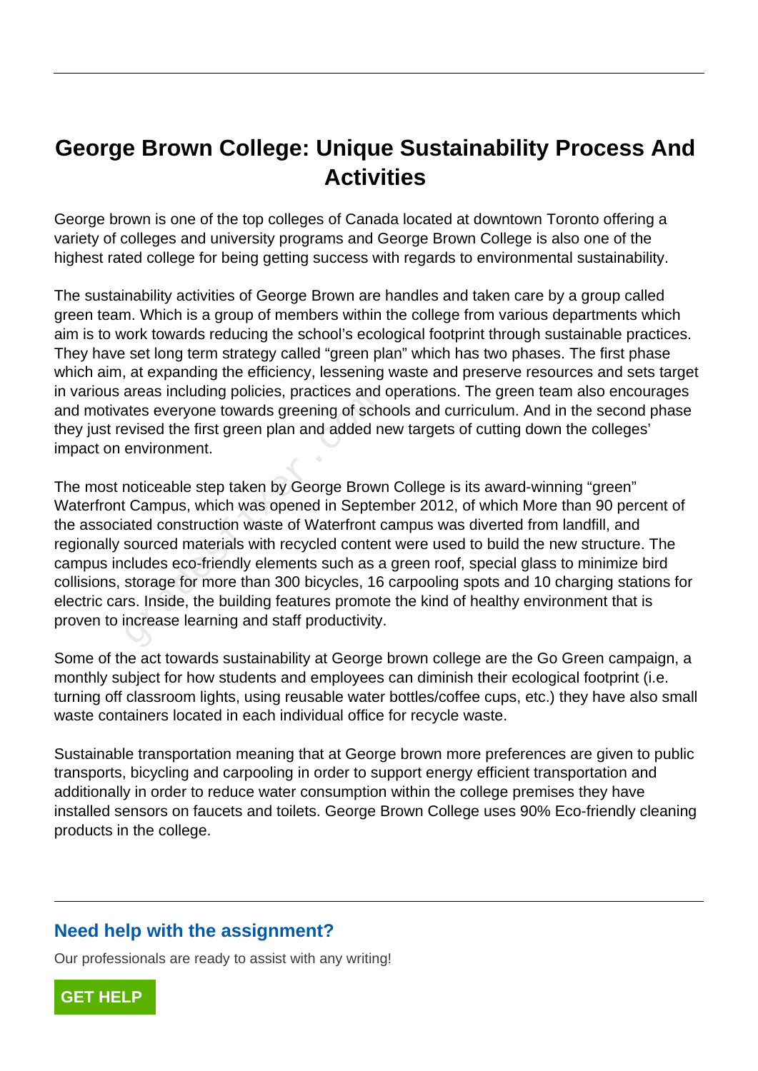# George Brown College: Unique Sustainability Process And Activities

George brown is one of the top colleges of Canada located at downtown Toronto offering a variety of colleges and university programs and George Brown College is also one of the highest rated college for being getting success with regards to environmental sustainability.

The sustainability activities of George Brown are handles and taken care by a group called green team. Which is a group of members within the college from various departments which aim is to work towards reducing the school's ecological footprint through sustainable practices. They have set long term strategy called "green plan" which has two phases. The first phase which aim, at expanding the efficiency, lessening waste and preserve resources and sets target in various areas including policies, practices and operations. The green team also encourages and motivates everyone towards greening of schools and curriculum. And in the second phase they just revised the first green plan and added new targets of cutting down the colleges' impact on environment.

The most noticeable step taken by George Brown College is its award-winning "green" Waterfront Campus, which was opened in September 2012, of which More than 90 percent of the associated construction waste of Waterfront campus was diverted from landfill, and regionally sourced materials with recycled content were used to build the new structure. The campus includes eco-friendly elements such as a green roof, special glass to minimize bird collisions, storage for more than 300 bicycles, 16 carpooling spots and 10 charging stations for electric cars. Inside, the building features promote the kind of healthy environment that is proven to increase learning and staff productivity.

Some of the act towards sustainability at George brown college are the Go Green campaign, a monthly subject for how students and employees can diminish their ecological footprint (i.e. turning off classroom lights, using reusable water bottles/coffee cups, etc.) they have also small waste containers located in each individual office for recycle waste.

Sustainable transportation meaning that at George brown more preferences are given to public transports, bicycling and carpooling in order to support energy efficient transportation and additionally in order to reduce water consumption within the college premises they have installed sensors on faucets and toilets. George Brown College uses 90% Eco-friendly cleaning products in the college.

## Need help with the assignment?

Our professionals are ready to assist with any writing!

GET HELP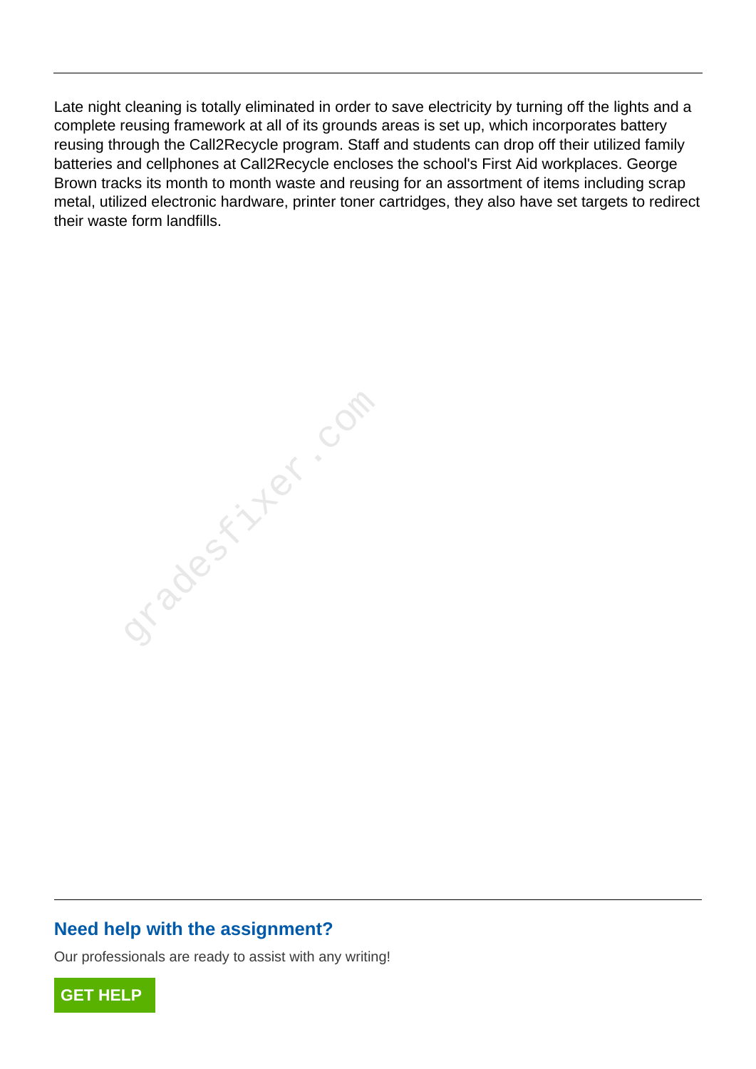Late night cleaning is totally eliminated in order to save electricity by turning off the lights and a complete reusing framework at all of its grounds areas is set up, which incorporates battery reusing through the Call2Recycle program. Staff and students can drop off their utilized family batteries and cellphones at Call2Recycle encloses the school's First Aid workplaces. George Brown tracks its month to month waste and reusing for an assortment of items including scrap metal, utilized electronic hardware, printer toner cartridges, they also have set targets to redirect their waste form landfills.